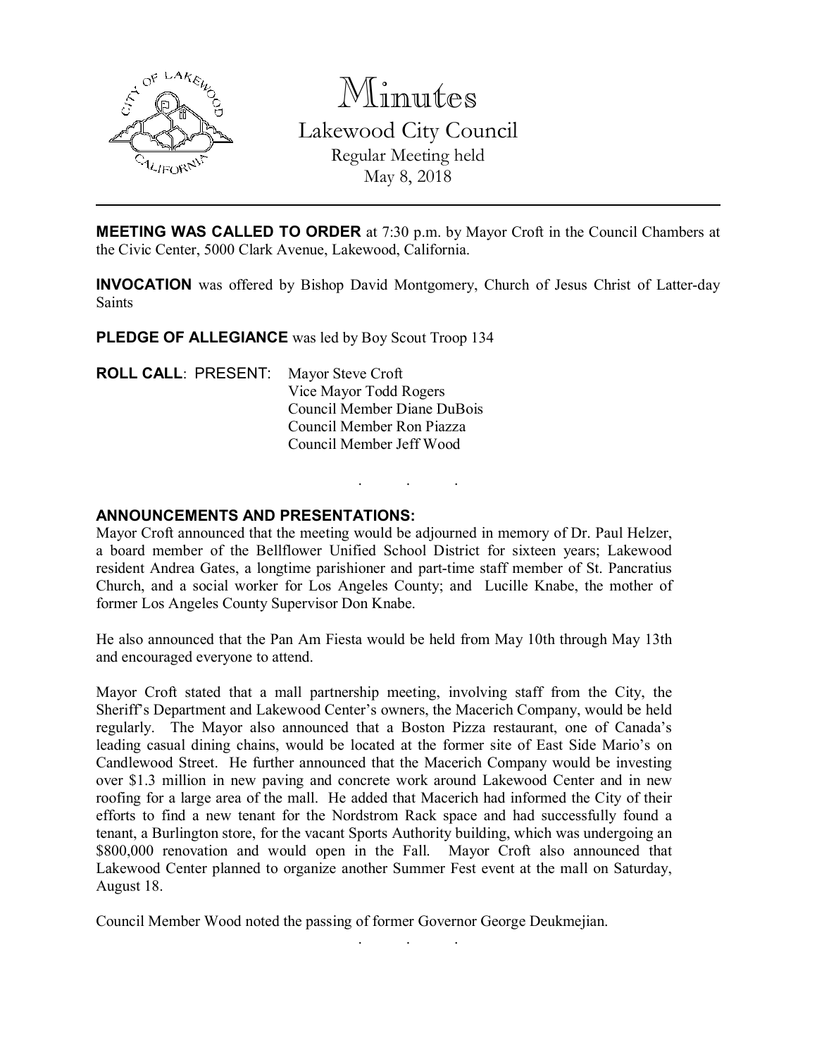# Minutes

## Lakewood City Council

Regular Meeting held
May 8, 2018

---

**MEETING WAS CALLED TO ORDER** at 7:30 p.m. by Mayor Croft in the Council Chambers at the Civic Center, 5000 Clark Avenue, Lakewood, California.

**INVOCATION** was offered by Bishop David Montgomery, Church of Jesus Christ of Latter-day Saints

**PLEDGE OF ALLEGIANCE** was led by Boy Scout Troop 134

**ROLL CALL**: PRESENT: Mayor Steve Croft
Vice Mayor Todd Rogers
Council Member Diane DuBois
Council Member Ron Piazza
Council Member Jeff Wood

. . .

**ANNOUNCEMENTS AND PRESENTATIONS:**

Mayor Croft announced that the meeting would be adjourned in memory of Dr. Paul Helzer, a board member of the Bellflower Unified School District for sixteen years; Lakewood resident Andrea Gates, a longtime parishioner and part-time staff member of St. Pancratius Church, and a social worker for Los Angeles County; and Lucille Knabe, the mother of former Los Angeles County Supervisor Don Knabe.

He also announced that the Pan Am Fiesta would be held from May 10th through May 13th and encouraged everyone to attend.

Mayor Croft stated that a mall partnership meeting, involving staff from the City, the Sheriff's Department and Lakewood Center's owners, the Macerich Company, would be held regularly. The Mayor also announced that a Boston Pizza restaurant, one of Canada's leading casual dining chains, would be located at the former site of East Side Mario's on Candlewood Street. He further announced that the Macerich Company would be investing over $1.3 million in new paving and concrete work around Lakewood Center and in new roofing for a large area of the mall. He added that Macerich had informed the City of their efforts to find a new tenant for the Nordstrom Rack space and had successfully found a tenant, a Burlington store, for the vacant Sports Authority building, which was undergoing an $800,000 renovation and would open in the Fall. Mayor Croft also announced that Lakewood Center planned to organize another Summer Fest event at the mall on Saturday, August 18.

Council Member Wood noted the passing of former Governor George Deukmejian.

. . .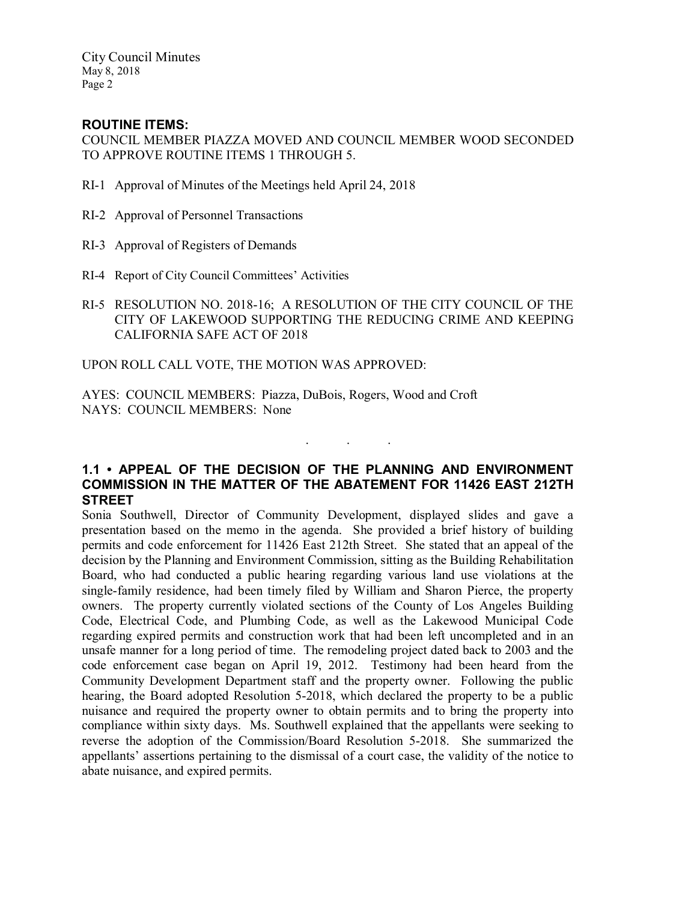### ROUTINE ITEMS:

COUNCIL MEMBER PIAZZA MOVED AND COUNCIL MEMBER WOOD SECONDED TO APPROVE ROUTINE ITEMS 1 THROUGH 5.

RI-1 Approval of Minutes of the Meetings held April 24, 2018

RI-2 Approval of Personnel Transactions

RI-3 Approval of Registers of Demands

RI-4 Report of City Council Committees' Activities

RI-5 RESOLUTION NO. 2018-16; A RESOLUTION OF THE CITY COUNCIL OF THE CITY OF LAKEWOOD SUPPORTING THE REDUCING CRIME AND KEEPING CALIFORNIA SAFE ACT OF 2018

UPON ROLL CALL VOTE, THE MOTION WAS APPROVED:

AYES: COUNCIL MEMBERS: Piazza, DuBois, Rogers, Wood and Croft
NAYS: COUNCIL MEMBERS: None

. . .

### 1.1 • APPEAL OF THE DECISION OF THE PLANNING AND ENVIRONMENT COMMISSION IN THE MATTER OF THE ABATEMENT FOR 11426 EAST 212TH STREET

Sonia Southwell, Director of Community Development, displayed slides and gave a presentation based on the memo in the agenda. She provided a brief history of building permits and code enforcement for 11426 East 212th Street. She stated that an appeal of the decision by the Planning and Environment Commission, sitting as the Building Rehabilitation Board, who had conducted a public hearing regarding various land use violations at the single-family residence, had been timely filed by William and Sharon Pierce, the property owners. The property currently violated sections of the County of Los Angeles Building Code, Electrical Code, and Plumbing Code, as well as the Lakewood Municipal Code regarding expired permits and construction work that had been left uncompleted and in an unsafe manner for a long period of time. The remodeling project dated back to 2003 and the code enforcement case began on April 19, 2012. Testimony had been heard from the Community Development Department staff and the property owner. Following the public hearing, the Board adopted Resolution 5-2018, which declared the property to be a public nuisance and required the property owner to obtain permits and to bring the property into compliance within sixty days. Ms. Southwell explained that the appellants were seeking to reverse the adoption of the Commission/Board Resolution 5-2018. She summarized the appellants' assertions pertaining to the dismissal of a court case, the validity of the notice to abate nuisance, and expired permits.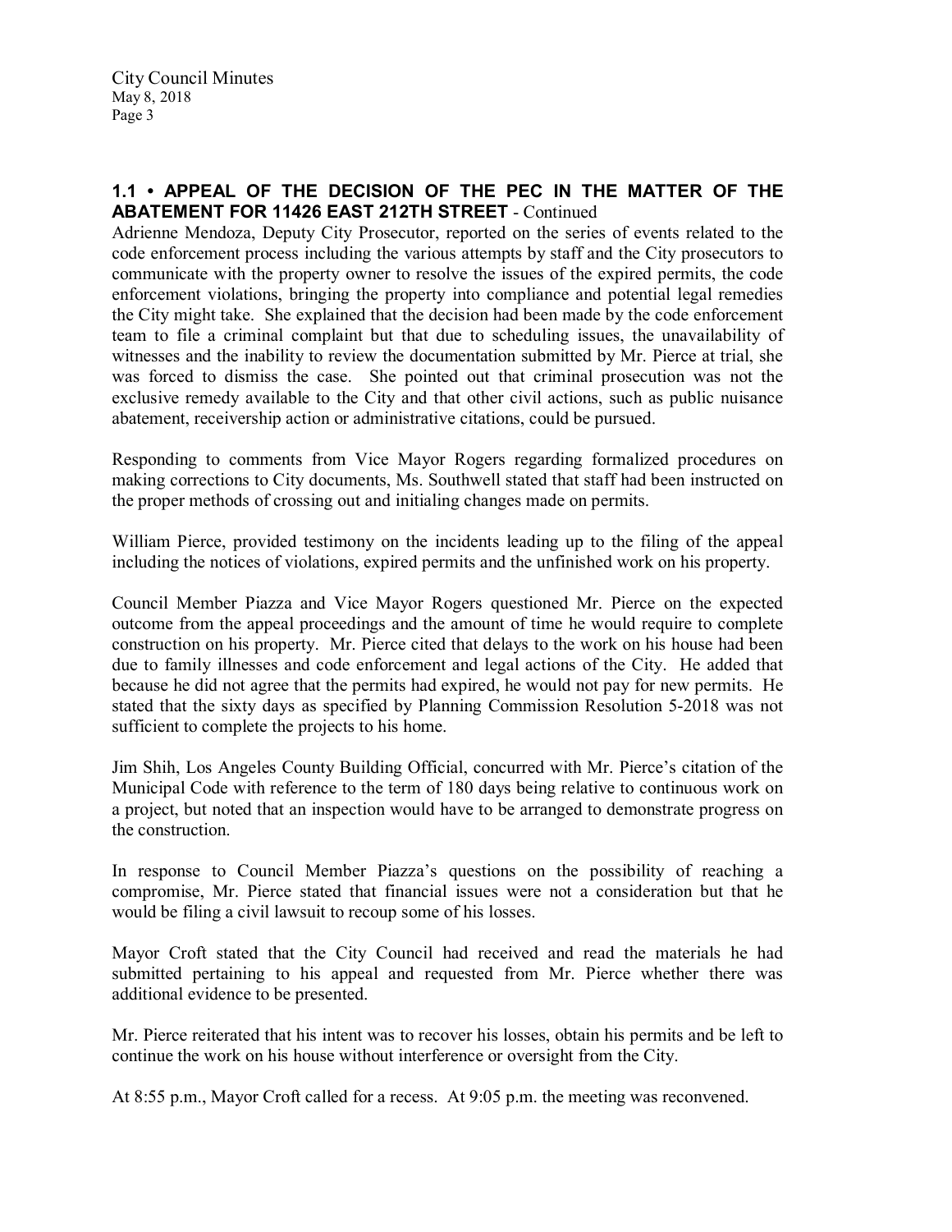## 1.1 • APPEAL OF THE DECISION OF THE PEC IN THE MATTER OF THE ABATEMENT FOR 11426 EAST 212TH STREET - Continued

Adrienne Mendoza, Deputy City Prosecutor, reported on the series of events related to the code enforcement process including the various attempts by staff and the City prosecutors to communicate with the property owner to resolve the issues of the expired permits, the code enforcement violations, bringing the property into compliance and potential legal remedies the City might take. She explained that the decision had been made by the code enforcement team to file a criminal complaint but that due to scheduling issues, the unavailability of witnesses and the inability to review the documentation submitted by Mr. Pierce at trial, she was forced to dismiss the case. She pointed out that criminal prosecution was not the exclusive remedy available to the City and that other civil actions, such as public nuisance abatement, receivership action or administrative citations, could be pursued.

Responding to comments from Vice Mayor Rogers regarding formalized procedures on making corrections to City documents, Ms. Southwell stated that staff had been instructed on the proper methods of crossing out and initialing changes made on permits.

William Pierce, provided testimony on the incidents leading up to the filing of the appeal including the notices of violations, expired permits and the unfinished work on his property.

Council Member Piazza and Vice Mayor Rogers questioned Mr. Pierce on the expected outcome from the appeal proceedings and the amount of time he would require to complete construction on his property. Mr. Pierce cited that delays to the work on his house had been due to family illnesses and code enforcement and legal actions of the City. He added that because he did not agree that the permits had expired, he would not pay for new permits. He stated that the sixty days as specified by Planning Commission Resolution 5-2018 was not sufficient to complete the projects to his home.

Jim Shih, Los Angeles County Building Official, concurred with Mr. Pierce's citation of the Municipal Code with reference to the term of 180 days being relative to continuous work on a project, but noted that an inspection would have to be arranged to demonstrate progress on the construction.

In response to Council Member Piazza's questions on the possibility of reaching a compromise, Mr. Pierce stated that financial issues were not a consideration but that he would be filing a civil lawsuit to recoup some of his losses.

Mayor Croft stated that the City Council had received and read the materials he had submitted pertaining to his appeal and requested from Mr. Pierce whether there was additional evidence to be presented.

Mr. Pierce reiterated that his intent was to recover his losses, obtain his permits and be left to continue the work on his house without interference or oversight from the City.

At 8:55 p.m., Mayor Croft called for a recess. At 9:05 p.m. the meeting was reconvened.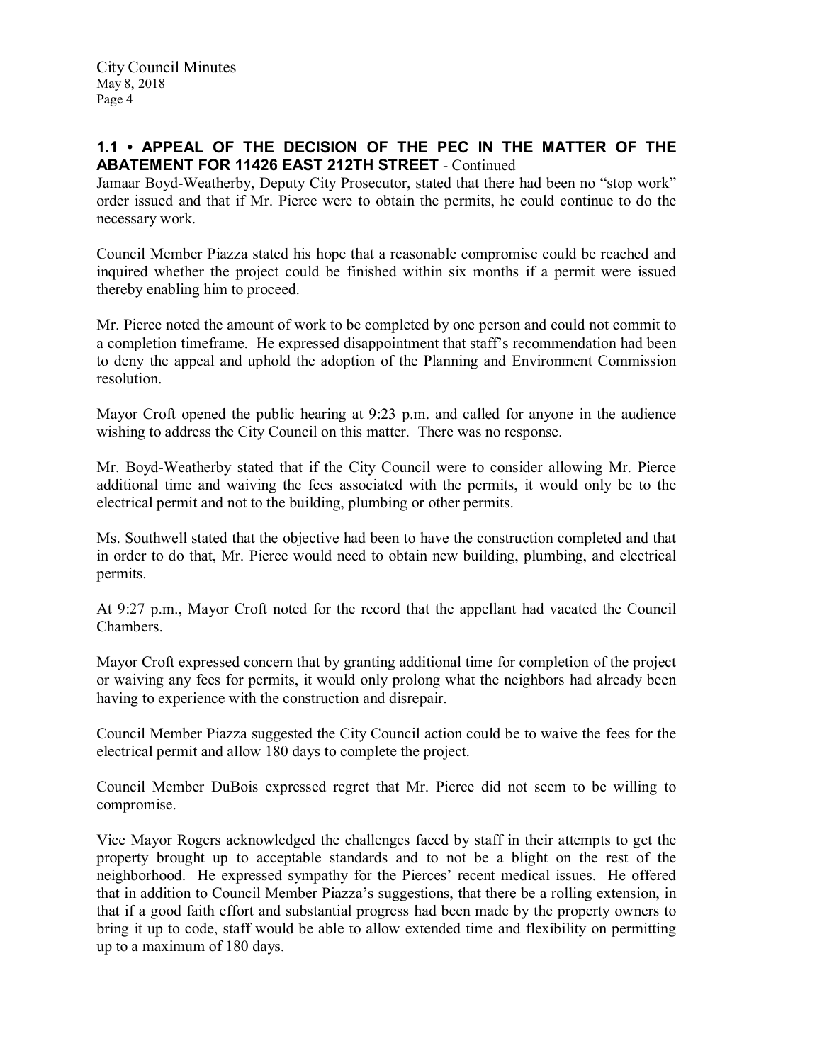## 1.1 • APPEAL OF THE DECISION OF THE PEC IN THE MATTER OF THE ABATEMENT FOR 11426 EAST 212TH STREET - Continued

Jamaar Boyd-Weatherby, Deputy City Prosecutor, stated that there had been no "stop work" order issued and that if Mr. Pierce were to obtain the permits, he could continue to do the necessary work.

Council Member Piazza stated his hope that a reasonable compromise could be reached and inquired whether the project could be finished within six months if a permit were issued thereby enabling him to proceed.

Mr. Pierce noted the amount of work to be completed by one person and could not commit to a completion timeframe. He expressed disappointment that staff's recommendation had been to deny the appeal and uphold the adoption of the Planning and Environment Commission resolution.

Mayor Croft opened the public hearing at 9:23 p.m. and called for anyone in the audience wishing to address the City Council on this matter. There was no response.

Mr. Boyd-Weatherby stated that if the City Council were to consider allowing Mr. Pierce additional time and waiving the fees associated with the permits, it would only be to the electrical permit and not to the building, plumbing or other permits.

Ms. Southwell stated that the objective had been to have the construction completed and that in order to do that, Mr. Pierce would need to obtain new building, plumbing, and electrical permits.

At 9:27 p.m., Mayor Croft noted for the record that the appellant had vacated the Council Chambers.

Mayor Croft expressed concern that by granting additional time for completion of the project or waiving any fees for permits, it would only prolong what the neighbors had already been having to experience with the construction and disrepair.

Council Member Piazza suggested the City Council action could be to waive the fees for the electrical permit and allow 180 days to complete the project.

Council Member DuBois expressed regret that Mr. Pierce did not seem to be willing to compromise.

Vice Mayor Rogers acknowledged the challenges faced by staff in their attempts to get the property brought up to acceptable standards and to not be a blight on the rest of the neighborhood. He expressed sympathy for the Pierces' recent medical issues. He offered that in addition to Council Member Piazza's suggestions, that there be a rolling extension, in that if a good faith effort and substantial progress had been made by the property owners to bring it up to code, staff would be able to allow extended time and flexibility on permitting up to a maximum of 180 days.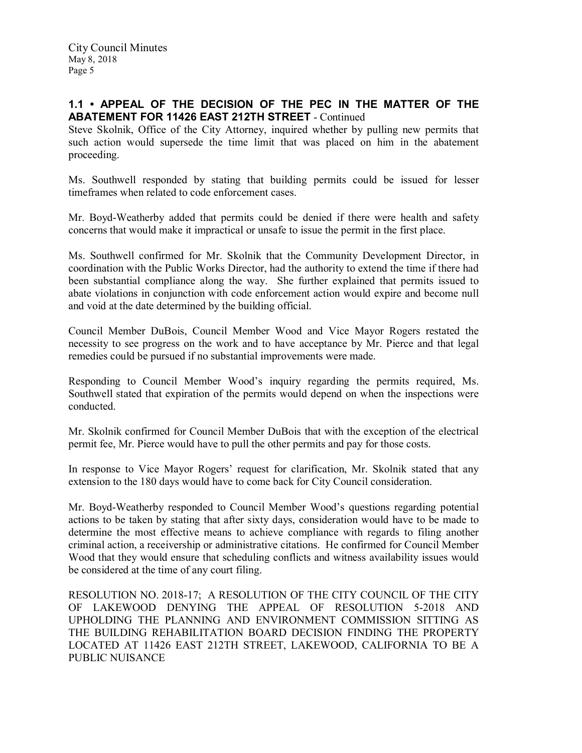## 1.1 • APPEAL OF THE DECISION OF THE PEC IN THE MATTER OF THE ABATEMENT FOR 11426 EAST 212TH STREET - Continued

Steve Skolnik, Office of the City Attorney, inquired whether by pulling new permits that such action would supersede the time limit that was placed on him in the abatement proceeding.

Ms. Southwell responded by stating that building permits could be issued for lesser timeframes when related to code enforcement cases.

Mr. Boyd-Weatherby added that permits could be denied if there were health and safety concerns that would make it impractical or unsafe to issue the permit in the first place.

Ms. Southwell confirmed for Mr. Skolnik that the Community Development Director, in coordination with the Public Works Director, had the authority to extend the time if there had been substantial compliance along the way. She further explained that permits issued to abate violations in conjunction with code enforcement action would expire and become null and void at the date determined by the building official.

Council Member DuBois, Council Member Wood and Vice Mayor Rogers restated the necessity to see progress on the work and to have acceptance by Mr. Pierce and that legal remedies could be pursued if no substantial improvements were made.

Responding to Council Member Wood's inquiry regarding the permits required, Ms. Southwell stated that expiration of the permits would depend on when the inspections were conducted.

Mr. Skolnik confirmed for Council Member DuBois that with the exception of the electrical permit fee, Mr. Pierce would have to pull the other permits and pay for those costs.

In response to Vice Mayor Rogers' request for clarification, Mr. Skolnik stated that any extension to the 180 days would have to come back for City Council consideration.

Mr. Boyd-Weatherby responded to Council Member Wood's questions regarding potential actions to be taken by stating that after sixty days, consideration would have to be made to determine the most effective means to achieve compliance with regards to filing another criminal action, a receivership or administrative citations. He confirmed for Council Member Wood that they would ensure that scheduling conflicts and witness availability issues would be considered at the time of any court filing.

RESOLUTION NO. 2018-17; A RESOLUTION OF THE CITY COUNCIL OF THE CITY OF LAKEWOOD DENYING THE APPEAL OF RESOLUTION 5-2018 AND UPHOLDING THE PLANNING AND ENVIRONMENT COMMISSION SITTING AS THE BUILDING REHABILITATION BOARD DECISION FINDING THE PROPERTY LOCATED AT 11426 EAST 212TH STREET, LAKEWOOD, CALIFORNIA TO BE A PUBLIC NUISANCE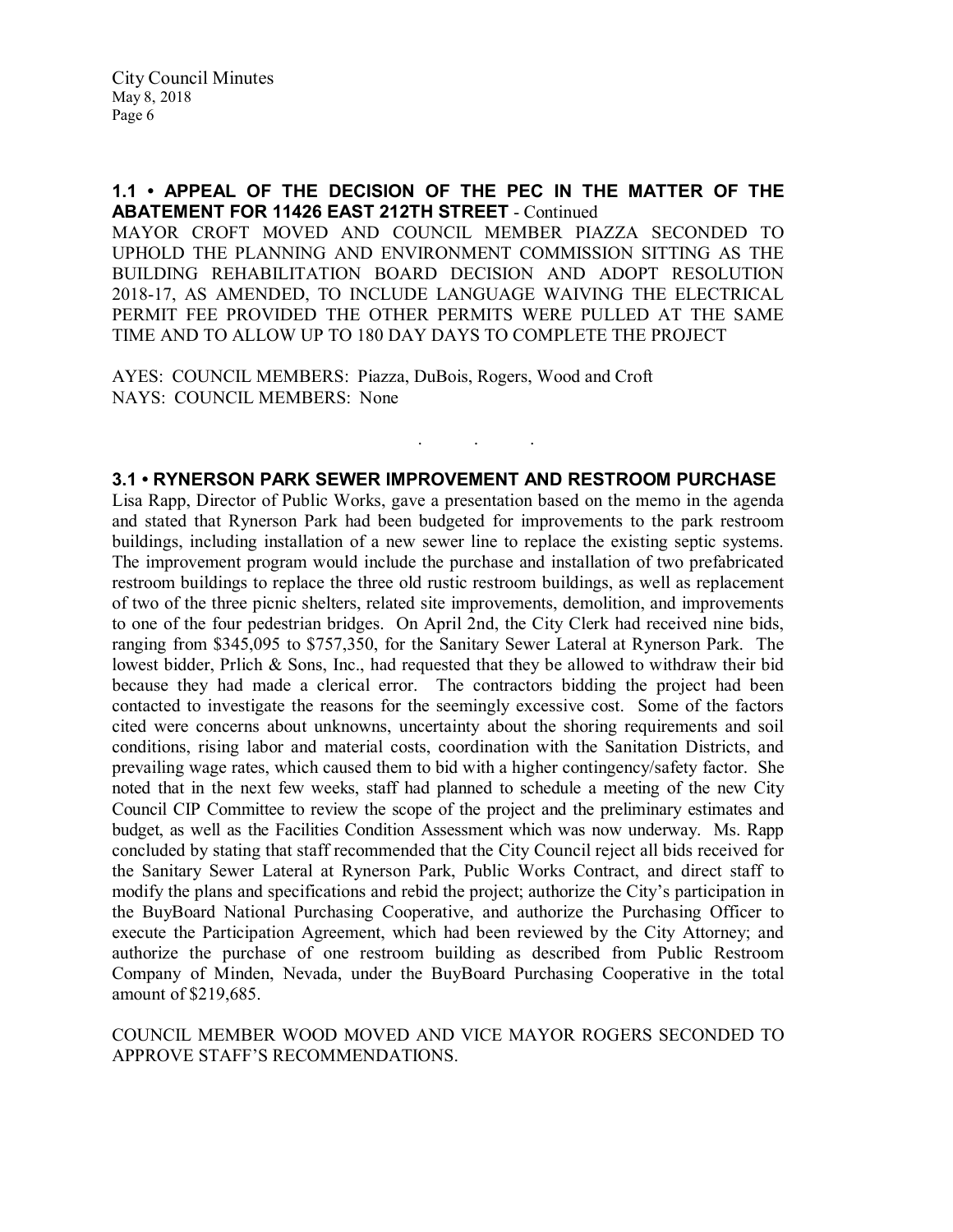## 1.1 • APPEAL OF THE DECISION OF THE PEC IN THE MATTER OF THE ABATEMENT FOR 11426 EAST 212TH STREET - Continued

MAYOR CROFT MOVED AND COUNCIL MEMBER PIAZZA SECONDED TO UPHOLD THE PLANNING AND ENVIRONMENT COMMISSION SITTING AS THE BUILDING REHABILITATION BOARD DECISION AND ADOPT RESOLUTION 2018-17, AS AMENDED, TO INCLUDE LANGUAGE WAIVING THE ELECTRICAL PERMIT FEE PROVIDED THE OTHER PERMITS WERE PULLED AT THE SAME TIME AND TO ALLOW UP TO 180 DAY DAYS TO COMPLETE THE PROJECT

AYES: COUNCIL MEMBERS: Piazza, DuBois, Rogers, Wood and Croft
NAYS: COUNCIL MEMBERS: None

. . .

## 3.1 • RYNERSON PARK SEWER IMPROVEMENT AND RESTROOM PURCHASE

Lisa Rapp, Director of Public Works, gave a presentation based on the memo in the agenda and stated that Rynerson Park had been budgeted for improvements to the park restroom buildings, including installation of a new sewer line to replace the existing septic systems. The improvement program would include the purchase and installation of two prefabricated restroom buildings to replace the three old rustic restroom buildings, as well as replacement of two of the three picnic shelters, related site improvements, demolition, and improvements to one of the four pedestrian bridges. On April 2nd, the City Clerk had received nine bids, ranging from $345,095 to $757,350, for the Sanitary Sewer Lateral at Rynerson Park. The lowest bidder, Prlich & Sons, Inc., had requested that they be allowed to withdraw their bid because they had made a clerical error. The contractors bidding the project had been contacted to investigate the reasons for the seemingly excessive cost. Some of the factors cited were concerns about unknowns, uncertainty about the shoring requirements and soil conditions, rising labor and material costs, coordination with the Sanitation Districts, and prevailing wage rates, which caused them to bid with a higher contingency/safety factor. She noted that in the next few weeks, staff had planned to schedule a meeting of the new City Council CIP Committee to review the scope of the project and the preliminary estimates and budget, as well as the Facilities Condition Assessment which was now underway. Ms. Rapp concluded by stating that staff recommended that the City Council reject all bids received for the Sanitary Sewer Lateral at Rynerson Park, Public Works Contract, and direct staff to modify the plans and specifications and rebid the project; authorize the City's participation in the BuyBoard National Purchasing Cooperative, and authorize the Purchasing Officer to execute the Participation Agreement, which had been reviewed by the City Attorney; and authorize the purchase of one restroom building as described from Public Restroom Company of Minden, Nevada, under the BuyBoard Purchasing Cooperative in the total amount of $219,685.

COUNCIL MEMBER WOOD MOVED AND VICE MAYOR ROGERS SECONDED TO APPROVE STAFF'S RECOMMENDATIONS.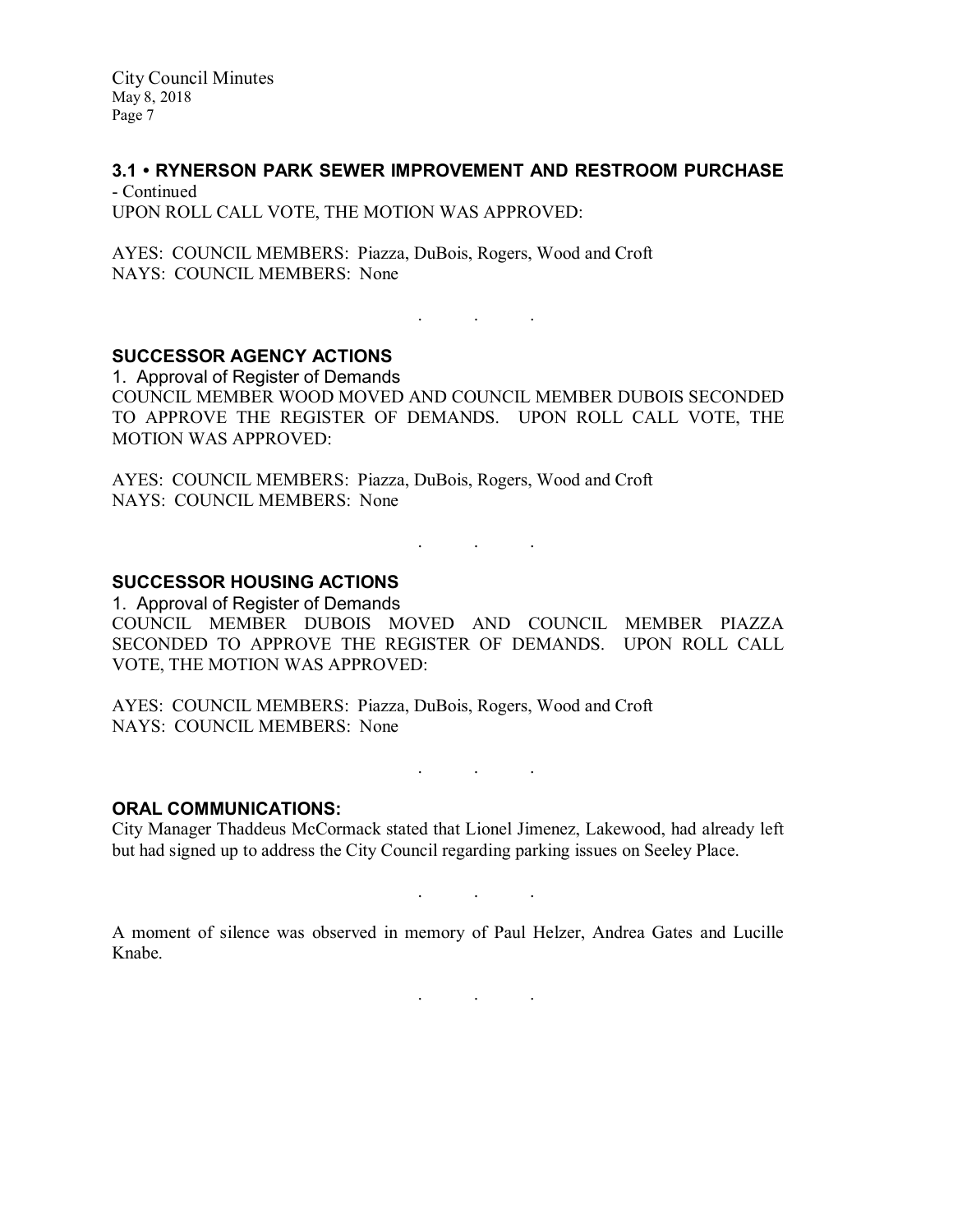### 3.1 • RYNERSON PARK SEWER IMPROVEMENT AND RESTROOM PURCHASE

- Continued

UPON ROLL CALL VOTE, THE MOTION WAS APPROVED:

AYES: COUNCIL MEMBERS: Piazza, DuBois, Rogers, Wood and Croft
NAYS: COUNCIL MEMBERS: None

. . .

### SUCCESSOR AGENCY ACTIONS

1. Approval of Register of Demands

COUNCIL MEMBER WOOD MOVED AND COUNCIL MEMBER DUBOIS SECONDED TO APPROVE THE REGISTER OF DEMANDS. UPON ROLL CALL VOTE, THE MOTION WAS APPROVED:

AYES: COUNCIL MEMBERS: Piazza, DuBois, Rogers, Wood and Croft
NAYS: COUNCIL MEMBERS: None

. . .

### SUCCESSOR HOUSING ACTIONS

1. Approval of Register of Demands

COUNCIL MEMBER DUBOIS MOVED AND COUNCIL MEMBER PIAZZA SECONDED TO APPROVE THE REGISTER OF DEMANDS. UPON ROLL CALL VOTE, THE MOTION WAS APPROVED:

AYES: COUNCIL MEMBERS: Piazza, DuBois, Rogers, Wood and Croft
NAYS: COUNCIL MEMBERS: None

. . .

### ORAL COMMUNICATIONS:

City Manager Thaddeus McCormack stated that Lionel Jimenez, Lakewood, had already left but had signed up to address the City Council regarding parking issues on Seeley Place.

. . .

A moment of silence was observed in memory of Paul Helzer, Andrea Gates and Lucille Knabe.

. . .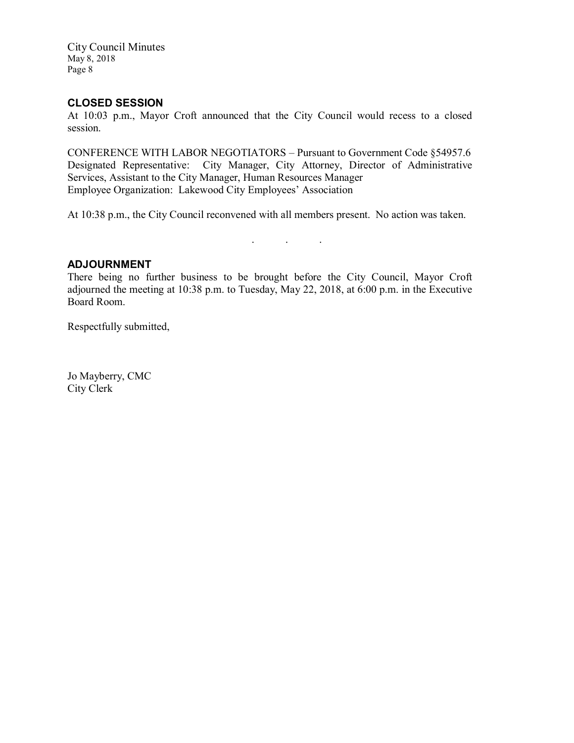## CLOSED SESSION

At 10:03 p.m., Mayor Croft announced that the City Council would recess to a closed session.

CONFERENCE WITH LABOR NEGOTIATORS – Pursuant to Government Code §54957.6
Designated Representative: City Manager, City Attorney, Director of Administrative Services, Assistant to the City Manager, Human Resources Manager
Employee Organization: Lakewood City Employees' Association

At 10:38 p.m., the City Council reconvened with all members present. No action was taken.

. . .

## ADJOURNMENT

There being no further business to be brought before the City Council, Mayor Croft adjourned the meeting at 10:38 p.m. to Tuesday, May 22, 2018, at 6:00 p.m. in the Executive Board Room.

Respectfully submitted,

Jo Mayberry, CMC
City Clerk